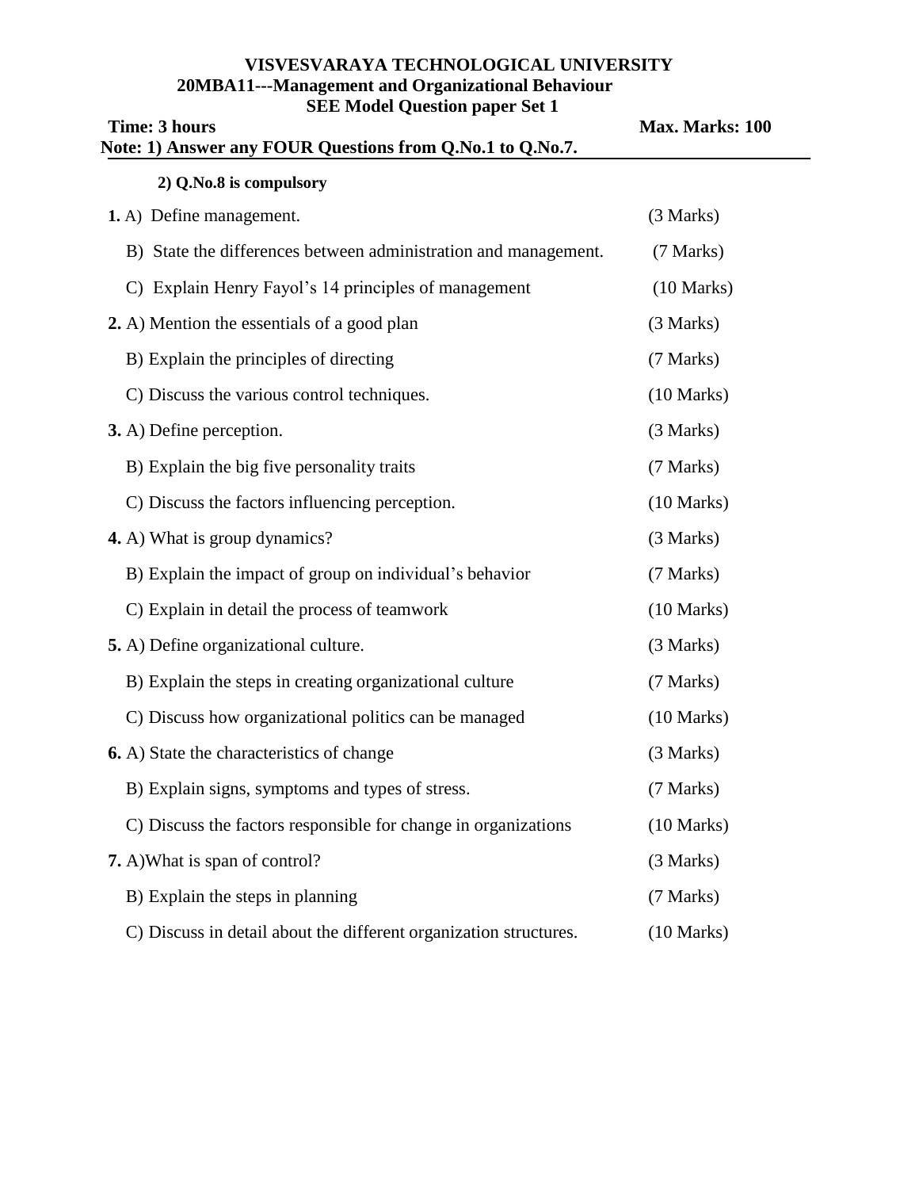# VISVESVARAYA TECHNOLOGICAL UNIVERSITY

## 20MBA11---Management and Organizational Behaviour

### SEE Model Question paper Set 1

**Time: 3 hours** **Max. Marks: 100**

**Note: 1) Answer any FOUR Questions from Q.No.1 to Q.No.7.**

**2) Q.No.8 is compulsory**

**1.** A) Define management. (3 Marks)

B) State the differences between administration and management. (7 Marks)

C) Explain Henry Fayol's 14 principles of management (10 Marks)

**2.** A) Mention the essentials of a good plan (3 Marks)

B) Explain the principles of directing (7 Marks)

C) Discuss the various control techniques. (10 Marks)

**3.** A) Define perception. (3 Marks)

B) Explain the big five personality traits (7 Marks)

C) Discuss the factors influencing perception. (10 Marks)

**4.** A) What is group dynamics? (3 Marks)

B) Explain the impact of group on individual's behavior (7 Marks)

C) Explain in detail the process of teamwork (10 Marks)

**5.** A) Define organizational culture. (3 Marks)

B) Explain the steps in creating organizational culture (7 Marks)

C) Discuss how organizational politics can be managed (10 Marks)

**6.** A) State the characteristics of change (3 Marks)

B) Explain signs, symptoms and types of stress. (7 Marks)

C) Discuss the factors responsible for change in organizations (10 Marks)

**7.** A)What is span of control? (3 Marks)

B) Explain the steps in planning (7 Marks)

C) Discuss in detail about the different organization structures. (10 Marks)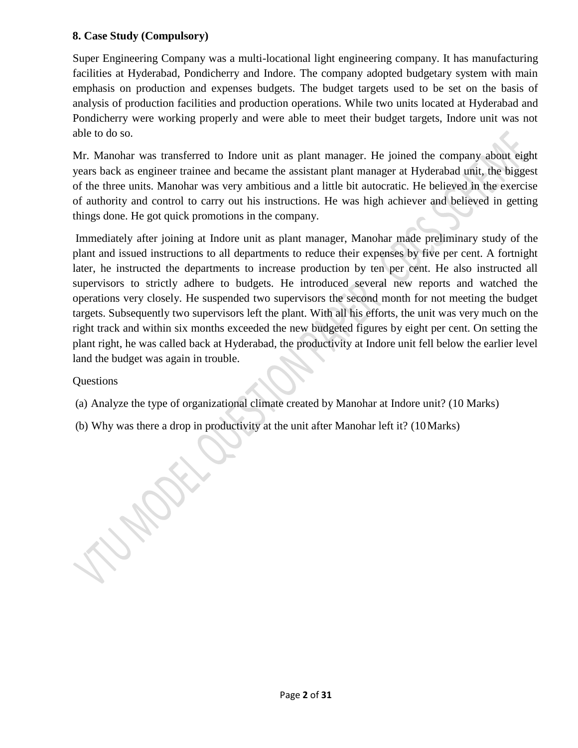**8. Case Study (Compulsory)**

Super Engineering Company was a multi-locational light engineering company. It has manufacturing facilities at Hyderabad, Pondicherry and Indore. The company adopted budgetary system with main emphasis on production and expenses budgets. The budget targets used to be set on the basis of analysis of production facilities and production operations. While two units located at Hyderabad and Pondicherry were working properly and were able to meet their budget targets, Indore unit was not able to do so.

Mr. Manohar was transferred to Indore unit as plant manager. He joined the company about eight years back as engineer trainee and became the assistant plant manager at Hyderabad unit, the biggest of the three units. Manohar was very ambitious and a little bit autocratic. He believed in the exercise of authority and control to carry out his instructions. He was high achiever and believed in getting things done. He got quick promotions in the company.

Immediately after joining at Indore unit as plant manager, Manohar made preliminary study of the plant and issued instructions to all departments to reduce their expenses by five per cent. A fortnight later, he instructed the departments to increase production by ten per cent. He also instructed all supervisors to strictly adhere to budgets. He introduced several new reports and watched the operations very closely. He suspended two supervisors the second month for not meeting the budget targets. Subsequently two supervisors left the plant. With all his efforts, the unit was very much on the right track and within six months exceeded the new budgeted figures by eight per cent. On setting the plant right, he was called back at Hyderabad, the productivity at Indore unit fell below the earlier level land the budget was again in trouble.

Questions

(a) Analyze the type of organizational climate created by Manohar at Indore unit? (10 Marks)

(b) Why was there a drop in productivity at the unit after Manohar left it? (10 Marks)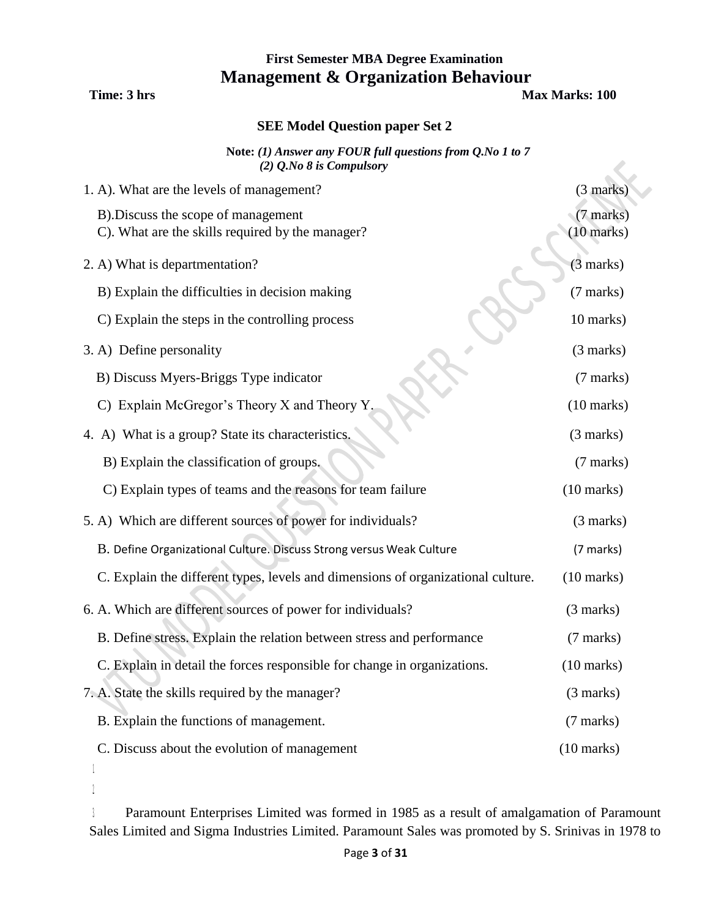**First Semester MBA Degree Examination**

# Management & Organization Behaviour

**Time: 3 hrs** **Max Marks: 100**

**SEE Model Question paper Set 2**

**Note:** ***(1) Answer any FOUR full questions from Q.No 1 to 7***
***(2) Q.No 8 is Compulsory***

1. A). What are the levels of management? (3 marks)

   B).Discuss the scope of management (7 marks)

   C). What are the skills required by the manager? (10 marks)

2. A) What is departmentation? (3 marks)

   B) Explain the difficulties in decision making (7 marks)

   C) Explain the steps in the controlling process 10 marks)

3. A) Define personality (3 marks)

   B) Discuss Myers-Briggs Type indicator (7 marks)

   C) Explain McGregor's Theory X and Theory Y. (10 marks)

4. A) What is a group? State its characteristics. (3 marks)

   B) Explain the classification of groups. (7 marks)

   C) Explain types of teams and the reasons for team failure (10 marks)

5. A) Which are different sources of power for individuals? (3 marks)

   B. Define Organizational Culture. Discuss Strong versus Weak Culture (7 marks)

   C. Explain the different types, levels and dimensions of organizational culture. (10 marks)

6. A. Which are different sources of power for individuals? (3 marks)

   B. Define stress. Explain the relation between stress and performance (7 marks)

   C. Explain in detail the forces responsible for change in organizations. (10 marks)

7. A. State the skills required by the manager? (3 marks)

   B. Explain the functions of management. (7 marks)

   C. Discuss about the evolution of management (10 marks)

Paramount Enterprises Limited was formed in 1985 as a result of amalgamation of Paramount Sales Limited and Sigma Industries Limited. Paramount Sales was promoted by S. Srinivas in 1978 to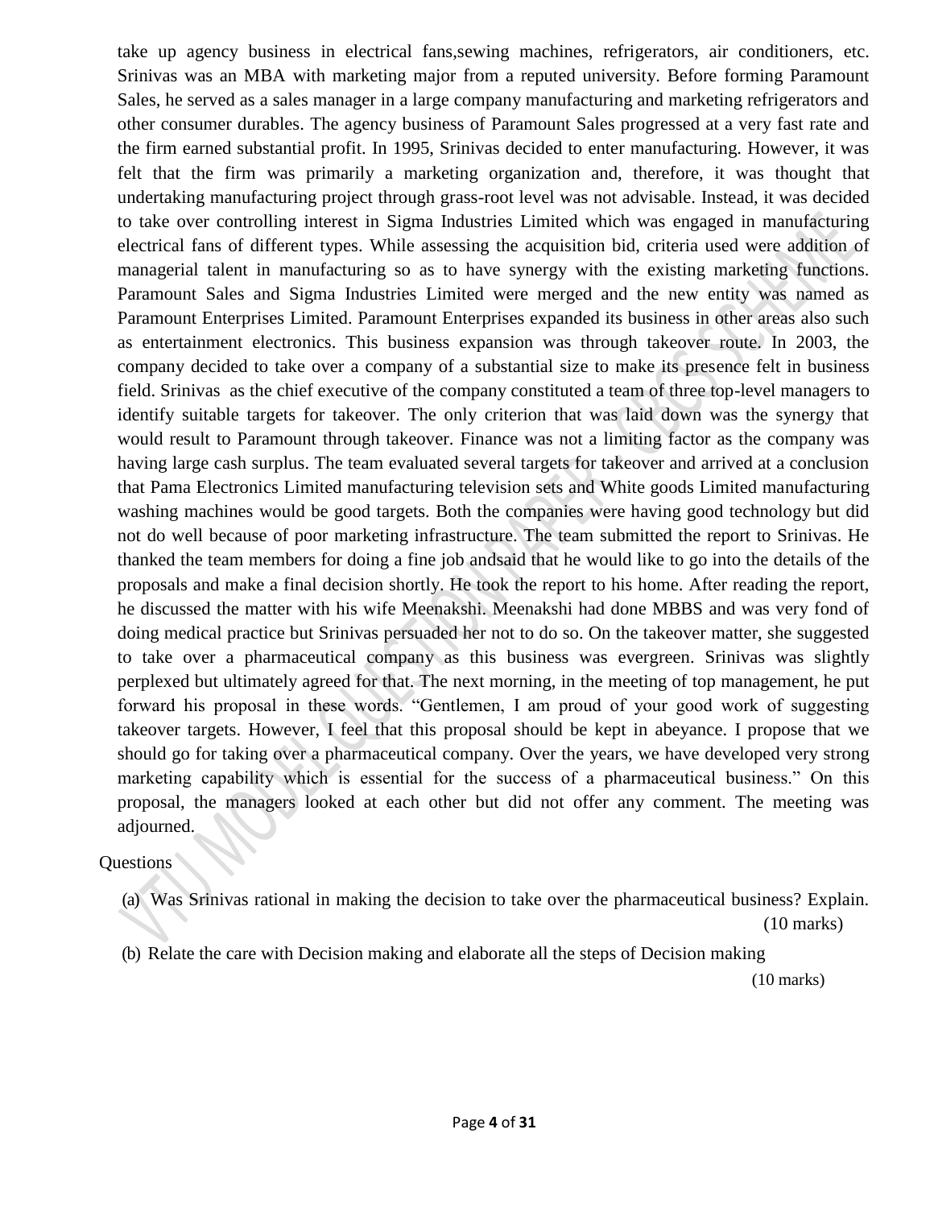take up agency business in electrical fans,sewing machines, refrigerators, air conditioners, etc. Srinivas was an MBA with marketing major from a reputed university. Before forming Paramount Sales, he served as a sales manager in a large company manufacturing and marketing refrigerators and other consumer durables. The agency business of Paramount Sales progressed at a very fast rate and the firm earned substantial profit. In 1995, Srinivas decided to enter manufacturing. However, it was felt that the firm was primarily a marketing organization and, therefore, it was thought that undertaking manufacturing project through grass-root level was not advisable. Instead, it was decided to take over controlling interest in Sigma Industries Limited which was engaged in manufacturing electrical fans of different types. While assessing the acquisition bid, criteria used were addition of managerial talent in manufacturing so as to have synergy with the existing marketing functions. Paramount Sales and Sigma Industries Limited were merged and the new entity was named as Paramount Enterprises Limited. Paramount Enterprises expanded its business in other areas also such as entertainment electronics. This business expansion was through takeover route. In 2003, the company decided to take over a company of a substantial size to make its presence felt in business field. Srinivas as the chief executive of the company constituted a team of three top-level managers to identify suitable targets for takeover. The only criterion that was laid down was the synergy that would result to Paramount through takeover. Finance was not a limiting factor as the company was having large cash surplus. The team evaluated several targets for takeover and arrived at a conclusion that Pama Electronics Limited manufacturing television sets and White goods Limited manufacturing washing machines would be good targets. Both the companies were having good technology but did not do well because of poor marketing infrastructure. The team submitted the report to Srinivas. He thanked the team members for doing a fine job andsaid that he would like to go into the details of the proposals and make a final decision shortly. He took the report to his home. After reading the report, he discussed the matter with his wife Meenakshi. Meenakshi had done MBBS and was very fond of doing medical practice but Srinivas persuaded her not to do so. On the takeover matter, she suggested to take over a pharmaceutical company as this business was evergreen. Srinivas was slightly perplexed but ultimately agreed for that. The next morning, in the meeting of top management, he put forward his proposal in these words. "Gentlemen, I am proud of your good work of suggesting takeover targets. However, I feel that this proposal should be kept in abeyance. I propose that we should go for taking over a pharmaceutical company. Over the years, we have developed very strong marketing capability which is essential for the success of a pharmaceutical business." On this proposal, the managers looked at each other but did not offer any comment. The meeting was adjourned.

Questions

(a) Was Srinivas rational in making the decision to take over the pharmaceutical business? Explain. (10 marks)

(b) Relate the care with Decision making and elaborate all the steps of Decision making (10 marks)